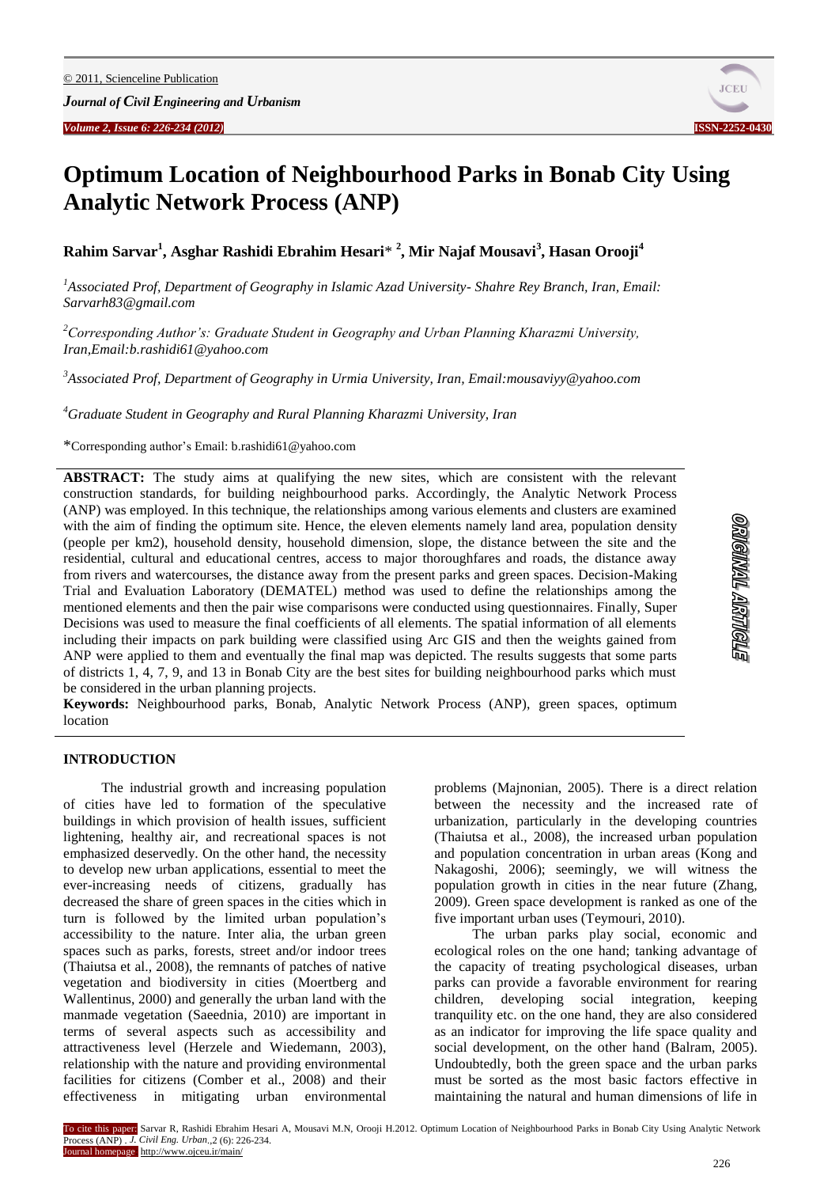# Optimum Location of Neighbourhood Parks in Bonab City Using Analytic Network Process (ANP)

**Rahim Sarvar[1], Asghar Rashidi Ebrahim Hesari* [2], Mir Najaf Mousavi[3], Hasan Orooji[4]**

[1] *Associated Prof, Department of Geography in Islamic Azad University- Shahre Rey Branch, Iran, Email: Sarvarh83@gmail.com*

[2] *Corresponding Author's: Graduate Student in Geography and Urban Planning Kharazmi University, Iran,Email:b.rashidi61@yahoo.com*

[3] *Associated Prof, Department of Geography in Urmia University, Iran, Email:mousaviyy@yahoo.com*

[4] *Graduate Student in Geography and Rural Planning Kharazmi University, Iran*

*Corresponding author's Email: b.rashidi61@yahoo.com

**ABSTRACT:** The study aims at qualifying the new sites, which are consistent with the relevant construction standards, for building neighbourhood parks. Accordingly, the Analytic Network Process (ANP) was employed. In this technique, the relationships among various elements and clusters are examined with the aim of finding the optimum site. Hence, the eleven elements namely land area, population density (people per km2), household density, household dimension, slope, the distance between the site and the residential, cultural and educational centres, access to major thoroughfares and roads, the distance away from rivers and watercourses, the distance away from the present parks and green spaces. Decision-Making Trial and Evaluation Laboratory (DEMATEL) method was used to define the relationships among the mentioned elements and then the pair wise comparisons were conducted using questionnaires. Finally, Super Decisions was used to measure the final coefficients of all elements. The spatial information of all elements including their impacts on park building were classified using Arc GIS and then the weights gained from ANP were applied to them and eventually the final map was depicted. The results suggests that some parts of districts 1, 4, 7, 9, and 13 in Bonab City are the best sites for building neighbourhood parks which must be considered in the urban planning projects.

**Keywords:** Neighbourhood parks, Bonab, Analytic Network Process (ANP), green spaces, optimum location

ORIGINAL ARTICLE

## INTRODUCTION

The industrial growth and increasing population of cities have led to formation of the speculative buildings in which provision of health issues, sufficient lightening, healthy air, and recreational spaces is not emphasized deservedly. On the other hand, the necessity to develop new urban applications, essential to meet the ever-increasing needs of citizens, gradually has decreased the share of green spaces in the cities which in turn is followed by the limited urban population's accessibility to the nature. Inter alia, the urban green spaces such as parks, forests, street and/or indoor trees (Thaiutsa et al., 2008), the remnants of patches of native vegetation and biodiversity in cities (Moertberg and Wallentinus, 2000) and generally the urban land with the manmade vegetation (Saeednia, 2010) are important in terms of several aspects such as accessibility and attractiveness level (Herzele and Wiedemann, 2003), relationship with the nature and providing environmental facilities for citizens (Comber et al., 2008) and their effectiveness in mitigating urban environmental problems (Majnonian, 2005). There is a direct relation between the necessity and the increased rate of urbanization, particularly in the developing countries (Thaiutsa et al., 2008), the increased urban population and population concentration in urban areas (Kong and Nakagoshi, 2006); seemingly, we will witness the population growth in cities in the near future (Zhang, 2009). Green space development is ranked as one of the five important urban uses (Teymouri, 2010).

The urban parks play social, economic and ecological roles on the one hand; tanking advantage of the capacity of treating psychological diseases, urban parks can provide a favorable environment for rearing children, developing social integration, keeping tranquility etc. on the one hand, they are also considered as an indicator for improving the life space quality and social development, on the other hand (Balram, 2005). Undoubtedly, both the green space and the urban parks must be sorted as the most basic factors effective in maintaining the natural and human dimensions of life in

To cite this paper: Sarvar R, Rashidi Ebrahim Hesari A, Mousavi M.N, Orooji H.2012. Optimum Location of Neighbourhood Parks in Bonab City Using Analytic Network Process (ANP) . *J. Civil Eng. Urban.*,2 (6): 226-234.
Journal homepage: http://www.ojceu.ir/main/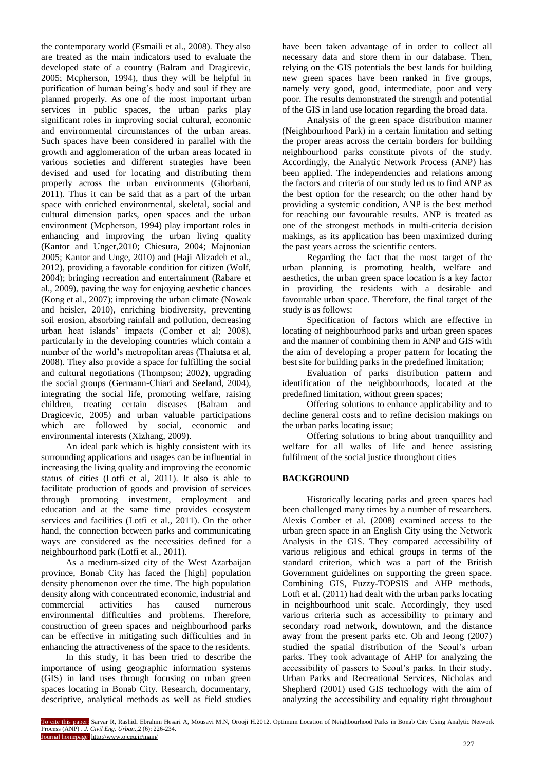the contemporary world (Esmaili et al., 2008). They also are treated as the main indicators used to evaluate the developed state of a country (Balram and Dragicevic, 2005; Mcpherson, 1994), thus they will be helpful in purification of human being's body and soul if they are planned properly. As one of the most important urban services in public spaces, the urban parks play significant roles in improving social cultural, economic and environmental circumstances of the urban areas. Such spaces have been considered in parallel with the growth and agglomeration of the urban areas located in various societies and different strategies have been devised and used for locating and distributing them properly across the urban environments (Ghorbani, 2011). Thus it can be said that as a part of the urban space with enriched environmental, skeletal, social and cultural dimension parks, open spaces and the urban environment (Mcpherson, 1994) play important roles in enhancing and improving the urban living quality (Kantor and Unger,2010; Chiesura, 2004; Majnonian 2005; Kantor and Unge, 2010) and (Haji Alizadeh et al., 2012), providing a favorable condition for citizen (Wolf, 2004); bringing recreation and entertainment (Rabare et al., 2009), paving the way for enjoying aesthetic chances (Kong et al., 2007); improving the urban climate (Nowak and heisler, 2010), enriching biodiversity, preventing soil erosion, absorbing rainfall and pollution, decreasing urban heat islands' impacts (Comber et al; 2008), particularly in the developing countries which contain a number of the world's metropolitan areas (Thaiutsa et al, 2008). They also provide a space for fulfilling the social and cultural negotiations (Thompson; 2002), upgrading the social groups (Germann-Chiari and Seeland, 2004), integrating the social life, promoting welfare, raising children, treating certain diseases (Balram and Dragicevic, 2005) and urban valuable participations which are followed by social, economic and environmental interests (Xizhang, 2009).

An ideal park which is highly consistent with its surrounding applications and usages can be influential in increasing the living quality and improving the economic status of cities (Lotfi et al, 2011). It also is able to facilitate production of goods and provision of services through promoting investment, employment and education and at the same time provides ecosystem services and facilities (Lotfi et al., 2011). On the other hand, the connection between parks and communicating ways are considered as the necessities defined for a neighbourhood park (Lotfi et al., 2011).

As a medium-sized city of the West Azarbaijan province, Bonab City has faced the [high] population density phenomenon over the time. The high population density along with concentrated economic, industrial and commercial activities has caused numerous environmental difficulties and problems. Therefore, construction of green spaces and neighbourhood parks can be effective in mitigating such difficulties and in enhancing the attractiveness of the space to the residents.

In this study, it has been tried to describe the importance of using geographic information systems (GIS) in land uses through focusing on urban green spaces locating in Bonab City. Research, documentary, descriptive, analytical methods as well as field studies have been taken advantage of in order to collect all necessary data and store them in our database. Then, relying on the GIS potentials the best lands for building new green spaces have been ranked in five groups, namely very good, good, intermediate, poor and very poor. The results demonstrated the strength and potential of the GIS in land use location regarding the broad data.

Analysis of the green space distribution manner (Neighbourhood Park) in a certain limitation and setting the proper areas across the certain borders for building neighbourhood parks constitute pivots of the study. Accordingly, the Analytic Network Process (ANP) has been applied. The independencies and relations among the factors and criteria of our study led us to find ANP as the best option for the research; on the other hand by providing a systemic condition, ANP is the best method for reaching our favourable results. ANP is treated as one of the strongest methods in multi-criteria decision makings, as its application has been maximized during the past years across the scientific centers.

Regarding the fact that the most target of the urban planning is promoting health, welfare and aesthetics, the urban green space location is a key factor in providing the residents with a desirable and favourable urban space. Therefore, the final target of the study is as follows:

Specification of factors which are effective in locating of neighbourhood parks and urban green spaces and the manner of combining them in ANP and GIS with the aim of developing a proper pattern for locating the best site for building parks in the predefined limitation;

Evaluation of parks distribution pattern and identification of the neighbourhoods, located at the predefined limitation, without green spaces;

Offering solutions to enhance applicability and to decline general costs and to refine decision makings on the urban parks locating issue;

Offering solutions to bring about tranquillity and welfare for all walks of life and hence assisting fulfilment of the social justice throughout cities

## BACKGROUND

Historically locating parks and green spaces had been challenged many times by a number of researchers. Alexis Comber et al. (2008) examined access to the urban green space in an English City using the Network Analysis in the GIS. They compared accessibility of various religious and ethical groups in terms of the standard criterion, which was a part of the British Government guidelines on supporting the green space. Combining GIS, Fuzzy-TOPSIS and AHP methods, Lotfi et al. (2011) had dealt with the urban parks locating in neighbourhood unit scale. Accordingly, they used various criteria such as accessibility to primary and secondary road network, downtown, and the distance away from the present parks etc. Oh and Jeong (2007) studied the spatial distribution of the Seoul's urban parks. They took advantage of AHP for analyzing the accessibility of passers to Seoul's parks. In their study, Urban Parks and Recreational Services, Nicholas and Shepherd (2001) used GIS technology with the aim of analyzing the accessibility and equality right throughout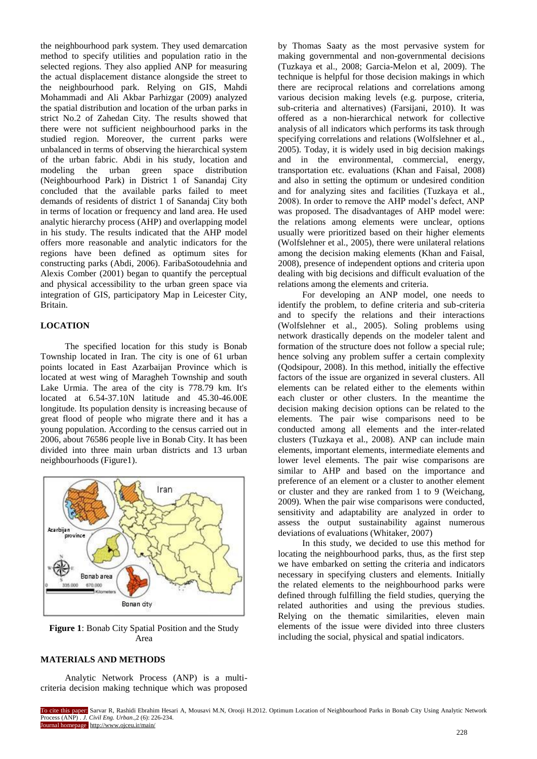the neighbourhood park system. They used demarcation method to specify utilities and population ratio in the selected regions. They also applied ANP for measuring the actual displacement distance alongside the street to the neighbourhood park. Relying on GIS, Mahdi Mohammadi and Ali Akbar Parhizgar (2009) analyzed the spatial distribution and location of the urban parks in strict No.2 of Zahedan City. The results showed that there were not sufficient neighbourhood parks in the studied region. Moreover, the current parks were unbalanced in terms of observing the hierarchical system of the urban fabric. Abdi in his study, location and modeling the urban green space distribution (Neighbourhood Park) in District 1 of Sanandaj City concluded that the available parks failed to meet demands of residents of district 1 of Sanandaj City both in terms of location or frequency and land area. He used analytic hierarchy process (AHP) and overlapping model in his study. The results indicated that the AHP model offers more reasonable and analytic indicators for the regions have been defined as optimum sites for constructing parks (Abdi, 2006). FaribaSotoudehnia and Alexis Comber (2001) began to quantify the perceptual and physical accessibility to the urban green space via integration of GIS, participatory Map in Leicester City, Britain.

## LOCATION

The specified location for this study is Bonab Township located in Iran. The city is one of 61 urban points located in East Azarbaijan Province which is located at west wing of Maragheh Township and south Lake Urmia. The area of the city is 778.79 km. It's located at 6.54-37.10N latitude and 45.30-46.00E longitude. Its population density is increasing because of great flood of people who migrate there and it has a young population. According to the census carried out in 2006, about 76586 people live in Bonab City. It has been divided into three main urban districts and 13 urban neighbourhoods (Figure1).

**Figure 1**: Bonab City Spatial Position and the Study Area

## MATERIALS AND METHODS

Analytic Network Process (ANP) is a multi-criteria decision making technique which was proposed by Thomas Saaty as the most pervasive system for making governmental and non-governmental decisions (Tuzkaya et al., 2008; Garcia-Melon et al, 2009). The technique is helpful for those decision makings in which there are reciprocal relations and correlations among various decision making levels (e.g. purpose, criteria, sub-criteria and alternatives) (Farsijani, 2010). It was offered as a non-hierarchical network for collective analysis of all indicators which performs its task through specifying correlations and relations (Wolfslehner et al., 2005). Today, it is widely used in big decision makings and in the environmental, commercial, energy, transportation etc. evaluations (Khan and Faisal, 2008) and also in setting the optimum or undesired condition and for analyzing sites and facilities (Tuzkaya et al., 2008). In order to remove the AHP model's defect, ANP was proposed. The disadvantages of AHP model were: the relations among elements were unclear, options usually were prioritized based on their higher elements (Wolfslehner et al., 2005), there were unilateral relations among the decision making elements (Khan and Faisal, 2008), presence of independent options and criteria upon dealing with big decisions and difficult evaluation of the relations among the elements and criteria.

For developing an ANP model, one needs to identify the problem, to define criteria and sub-criteria and to specify the relations and their interactions (Wolfslehner et al., 2005). Soling problems using network drastically depends on the modeler talent and formation of the structure does not follow a special rule; hence solving any problem suffer a certain complexity (Qodsipour, 2008). In this method, initially the effective factors of the issue are organized in several clusters. All elements can be related either to the elements within each cluster or other clusters. In the meantime the decision making decision options can be related to the elements. The pair wise comparisons need to be conducted among all elements and the inter-related clusters (Tuzkaya et al., 2008). ANP can include main elements, important elements, intermediate elements and lower level elements. The pair wise comparisons are similar to AHP and based on the importance and preference of an element or a cluster to another element or cluster and they are ranked from 1 to 9 (Weichang, 2009). When the pair wise comparisons were conducted, sensitivity and adaptability are analyzed in order to assess the output sustainability against numerous deviations of evaluations (Whitaker, 2007)

In this study, we decided to use this method for locating the neighbourhood parks, thus, as the first step we have embarked on setting the criteria and indicators necessary in specifying clusters and elements. Initially the related elements to the neighbourhood parks were defined through fulfilling the field studies, querying the related authorities and using the previous studies. Relying on the thematic similarities, eleven main elements of the issue were divided into three clusters including the social, physical and spatial indicators.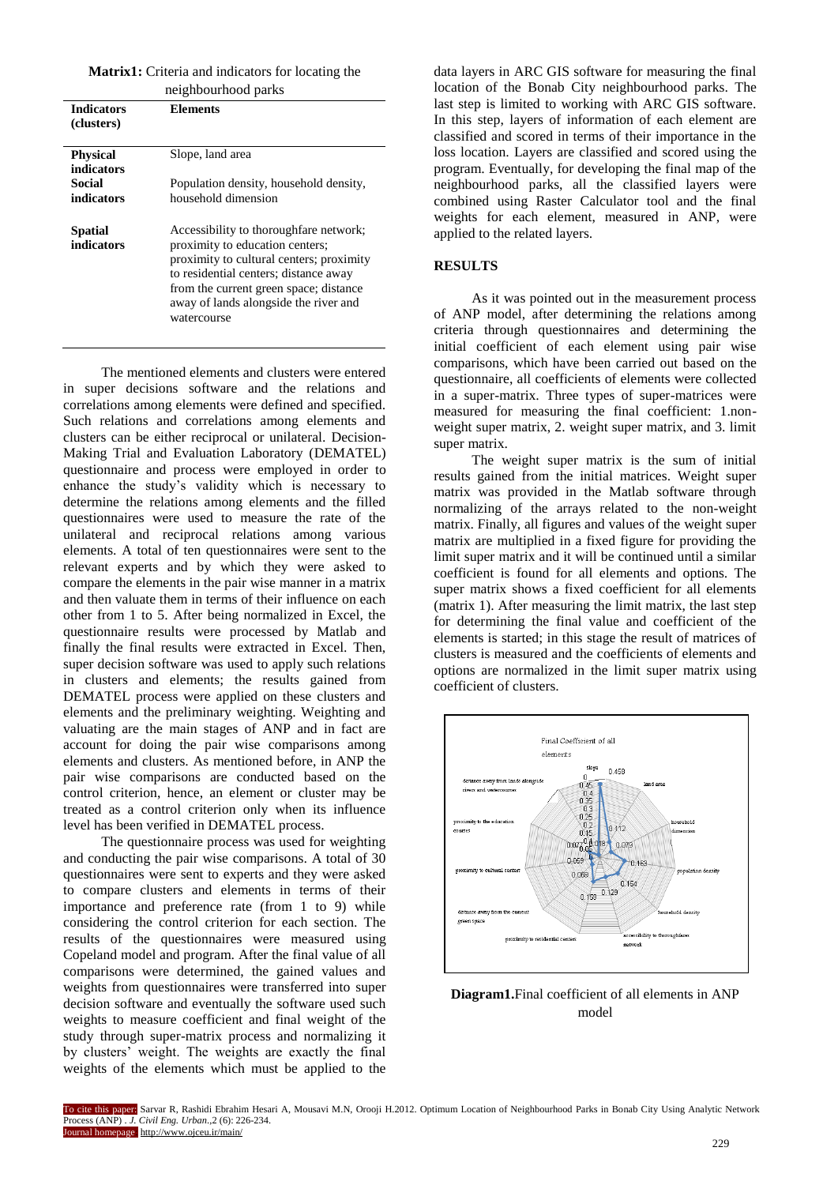**Matrix1:** Criteria and indicators for locating the neighbourhood parks

| Indicators (clusters) | Elements |
|---|---|
| **Physical indicators** | Slope, land area |
| **Social indicators** | Population density, household density, household dimension |
| **Spatial indicators** | Accessibility to thoroughfare network; proximity to education centers; proximity to cultural centers; proximity to residential centers; distance away from the current green space; distance away of lands alongside the river and watercourse |

The mentioned elements and clusters were entered in super decisions software and the relations and correlations among elements were defined and specified. Such relations and correlations among elements and clusters can be either reciprocal or unilateral. Decision-Making Trial and Evaluation Laboratory (DEMATEL) questionnaire and process were employed in order to enhance the study's validity which is necessary to determine the relations among elements and the filled questionnaires were used to measure the rate of the unilateral and reciprocal relations among various elements. A total of ten questionnaires were sent to the relevant experts and by which they were asked to compare the elements in the pair wise manner in a matrix and then valuate them in terms of their influence on each other from 1 to 5. After being normalized in Excel, the questionnaire results were processed by Matlab and finally the final results were extracted in Excel. Then, super decision software was used to apply such relations in clusters and elements; the results gained from DEMATEL process were applied on these clusters and elements and the preliminary weighting. Weighting and valuating are the main stages of ANP and in fact are account for doing the pair wise comparisons among elements and clusters. As mentioned before, in ANP the pair wise comparisons are conducted based on the control criterion, hence, an element or cluster may be treated as a control criterion only when its influence level has been verified in DEMATEL process.

The questionnaire process was used for weighting and conducting the pair wise comparisons. A total of 30 questionnaires were sent to experts and they were asked to compare clusters and elements in terms of their importance and preference rate (from 1 to 9) while considering the control criterion for each section. The results of the questionnaires were measured using Copeland model and program. After the final value of all comparisons were determined, the gained values and weights from questionnaires were transferred into super decision software and eventually the software used such weights to measure coefficient and final weight of the study through super-matrix process and normalizing it by clusters' weight. The weights are exactly the final weights of the elements which must be applied to the data layers in ARC GIS software for measuring the final location of the Bonab City neighbourhood parks. The last step is limited to working with ARC GIS software. In this step, layers of information of each element are classified and scored in terms of their importance in the loss location. Layers are classified and scored using the program. Eventually, for developing the final map of the neighbourhood parks, all the classified layers were combined using Raster Calculator tool and the final weights for each element, measured in ANP, were applied to the related layers.

## RESULTS

As it was pointed out in the measurement process of ANP model, after determining the relations among criteria through questionnaires and determining the initial coefficient of each element using pair wise comparisons, which have been carried out based on the questionnaire, all coefficients of elements were collected in a super-matrix. Three types of super-matrices were measured for measuring the final coefficient: 1.non-weight super matrix, 2. weight super matrix, and 3. limit super matrix.

The weight super matrix is the sum of initial results gained from the initial matrices. Weight super matrix was provided in the Matlab software through normalizing of the arrays related to the non-weight matrix. Finally, all figures and values of the weight super matrix are multiplied in a fixed figure for providing the limit super matrix and it will be continued until a similar coefficient is found for all elements and options. The super matrix shows a fixed coefficient for all elements (matrix 1). After measuring the limit matrix, the last step for determining the final value and coefficient of the elements is started; in this stage the result of matrices of clusters is measured and the coefficients of elements and options are normalized in the limit super matrix using coefficient of clusters.

**Diagram1.**Final coefficient of all elements in ANP model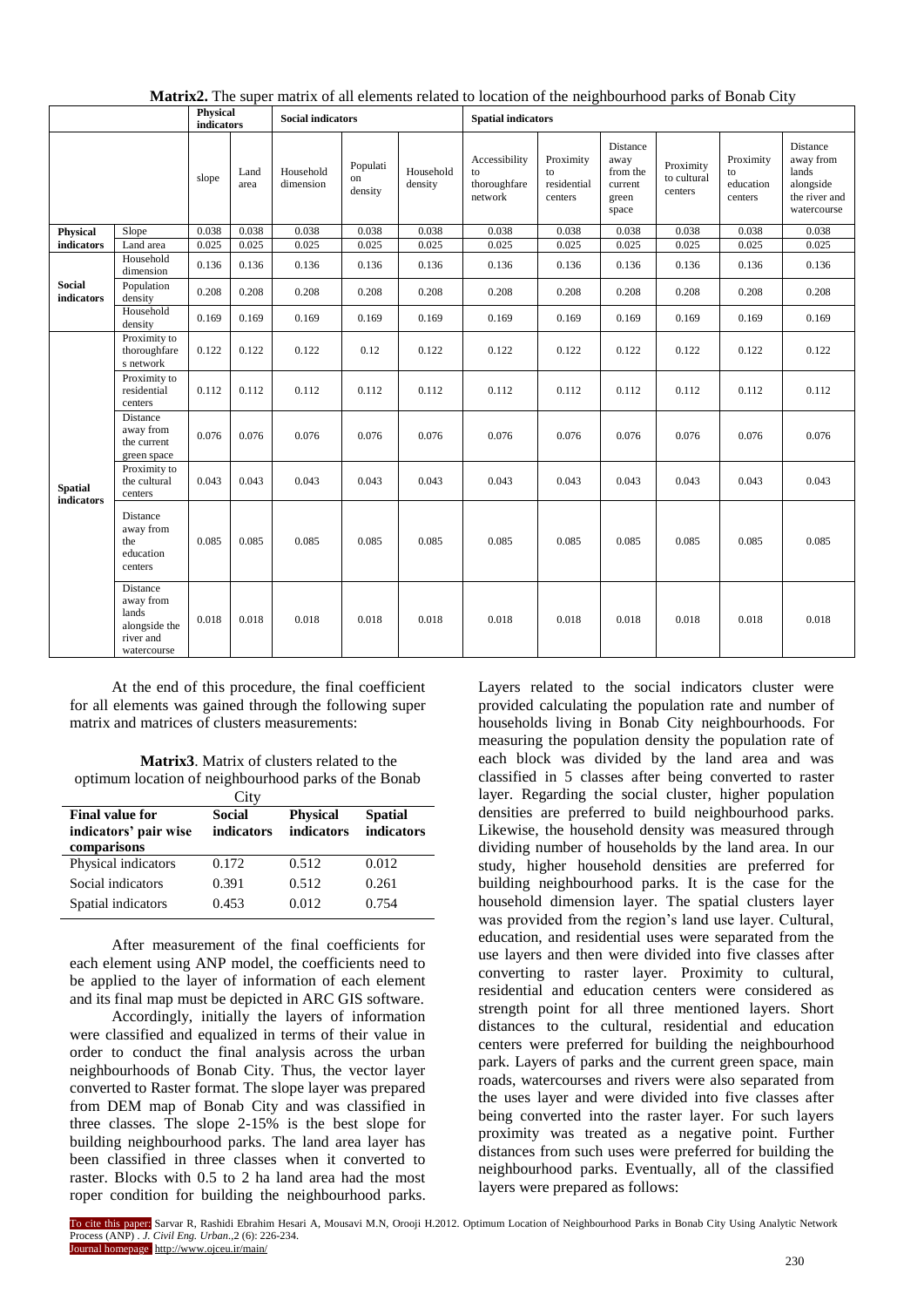**Matrix2.** The super matrix of all elements related to location of the neighbourhood parks of Bonab City

| | | Physical indicators | | Social indicators | | | Spatial indicators | | | | | |
|---|---|---|---|---|---|---|---|---|---|---|---|---|
| | | slope | Land area | Household dimension | Population density | Household density | Accessibility to thoroughfare network | Proximity to residential centers | Distance away from the current green space | Proximity to cultural centers | Proximity to education centers | Distance away from lands alongside the river and watercourse |
| Physical indicators | Slope | 0.038 | 0.038 | 0.038 | 0.038 | 0.038 | 0.038 | 0.038 | 0.038 | 0.038 | 0.038 | 0.038 |
| | Land area | 0.025 | 0.025 | 0.025 | 0.025 | 0.025 | 0.025 | 0.025 | 0.025 | 0.025 | 0.025 | 0.025 |
| Social indicators | Household dimension | 0.136 | 0.136 | 0.136 | 0.136 | 0.136 | 0.136 | 0.136 | 0.136 | 0.136 | 0.136 | 0.136 |
| | Population density | 0.208 | 0.208 | 0.208 | 0.208 | 0.208 | 0.208 | 0.208 | 0.208 | 0.208 | 0.208 | 0.208 |
| | Household density | 0.169 | 0.169 | 0.169 | 0.169 | 0.169 | 0.169 | 0.169 | 0.169 | 0.169 | 0.169 | 0.169 |
| Spatial indicators | Proximity to thoroughfares network | 0.122 | 0.122 | 0.122 | 0.12 | 0.122 | 0.122 | 0.122 | 0.122 | 0.122 | 0.122 | 0.122 |
| | Proximity to residential centers | 0.112 | 0.112 | 0.112 | 0.112 | 0.112 | 0.112 | 0.112 | 0.112 | 0.112 | 0.112 | 0.112 |
| | Distance away from the current green space | 0.076 | 0.076 | 0.076 | 0.076 | 0.076 | 0.076 | 0.076 | 0.076 | 0.076 | 0.076 | 0.076 |
| | Proximity to the cultural centers | 0.043 | 0.043 | 0.043 | 0.043 | 0.043 | 0.043 | 0.043 | 0.043 | 0.043 | 0.043 | 0.043 |
| | Distance away from the education centers | 0.085 | 0.085 | 0.085 | 0.085 | 0.085 | 0.085 | 0.085 | 0.085 | 0.085 | 0.085 | 0.085 |
| | Distance away from lands alongside the river and watercourse | 0.018 | 0.018 | 0.018 | 0.018 | 0.018 | 0.018 | 0.018 | 0.018 | 0.018 | 0.018 | 0.018 |

At the end of this procedure, the final coefficient for all elements was gained through the following super matrix and matrices of clusters measurements:

**Matrix3**. Matrix of clusters related to the optimum location of neighbourhood parks of the Bonab City

| Final value for indicators' pair wise comparisons | Social indicators | Physical indicators | Spatial indicators |
|---|---|---|---|
| Physical indicators | 0.172 | 0.512 | 0.012 |
| Social indicators | 0.391 | 0.512 | 0.261 |
| Spatial indicators | 0.453 | 0.012 | 0.754 |

After measurement of the final coefficients for each element using ANP model, the coefficients need to be applied to the layer of information of each element and its final map must be depicted in ARC GIS software.

Accordingly, initially the layers of information were classified and equalized in terms of their value in order to conduct the final analysis across the urban neighbourhoods of Bonab City. Thus, the vector layer converted to Raster format. The slope layer was prepared from DEM map of Bonab City and was classified in three classes. The slope 2-15% is the best slope for building neighbourhood parks. The land area layer has been classified in three classes when it converted to raster. Blocks with 0.5 to 2 ha land area had the most roper condition for building the neighbourhood parks. Layers related to the social indicators cluster were provided calculating the population rate and number of households living in Bonab City neighbourhoods. For measuring the population density the population rate of each block was divided by the land area and was classified in 5 classes after being converted to raster layer. Regarding the social cluster, higher population densities are preferred to build neighbourhood parks. Likewise, the household density was measured through dividing number of households by the land area. In our study, higher household densities are preferred for building neighbourhood parks. It is the case for the household dimension layer. The spatial clusters layer was provided from the region's land use layer. Cultural, education, and residential uses were separated from the use layers and then were divided into five classes after converting to raster layer. Proximity to cultural, residential and education centers were considered as strength point for all three mentioned layers. Short distances to the cultural, residential and education centers were preferred for building the neighbourhood park. Layers of parks and the current green space, main roads, watercourses and rivers were also separated from the uses layer and were divided into five classes after being converted into the raster layer. For such layers proximity was treated as a negative point. Further distances from such uses were preferred for building the neighbourhood parks. Eventually, all of the classified layers were prepared as follows: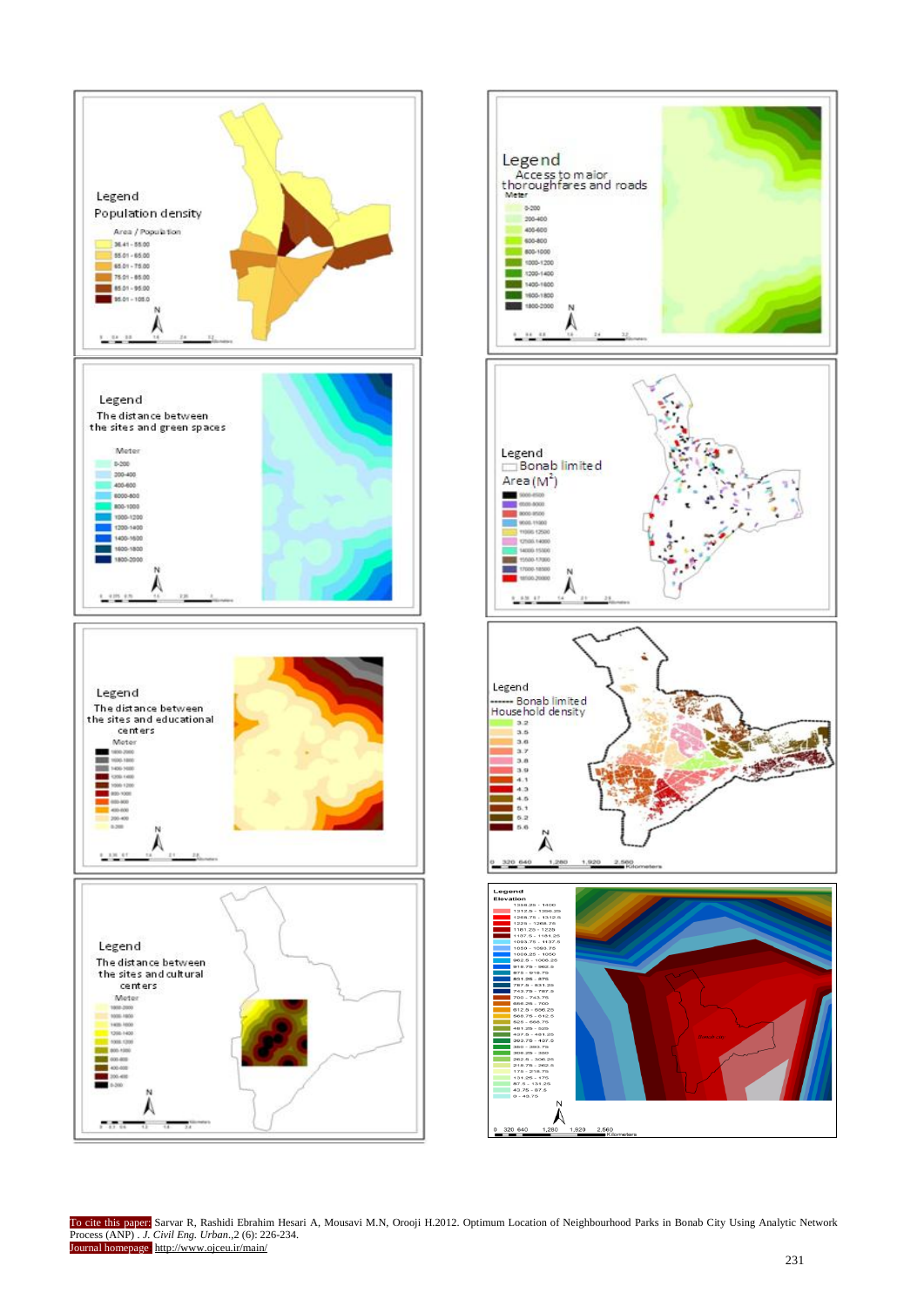Legend
Population density
Area / Population
- 36.41 - 55.00
- 55.01 - 65.00
- 65.01 - 75.00
- 75.01 - 85.00
- 85.01 - 95.00
- 95.01 - 105.0

Legend
Access to major thoroughfares and roads
Meter
- 0-200
- 200-400
- 400-600
- 600-800
- 800-1000
- 1000-1200
- 1200-1400
- 1400-1600
- 1600-1800
- 1800-2000

Legend
The distance between the sites and green spaces
Meter
- 0-200
- 200-400
- 400-600
- 6000-800
- 800-1000
- 1000-1200
- 1200-1400
- 1400-1600
- 1600-1800
- 1800-2000

Legend
Bonab limited
Area ($M^2$)
- 5000-6500
- 6500-8000
- 8000-9500
- 9500-11000
- 11000-12500
- 12500-14000
- 14000-15500
- 15500-17000
- 17000-18500
- 18500-20000

Legend
The distance between the sites and educational centers
Meter
- 1800-2000
- 1600-1800
- 1400-1600
- 1200-1400
- 1000-1200
- 800-1000
- 600-800
- 400-600
- 200-400
- 0-200

Legend
Bonab limited
Household density
- 3.2
- 3.5
- 3.6
- 3.7
- 3.8
- 3.9
- 4.1
- 4.3
- 4.5
- 5.1
- 5.2
- 5.6

Legend
The distance between the sites and cultural centers
Meter
- 1800-2000
- 1600-1800
- 1400-1600
- 1200-1400
- 1000-1200
- 800-1000
- 600-800
- 400-600
- 200-400
- 0-200

Legend
Elevation
- 1356.25 - 1400
- 1312.5 - 1356.25
- 1268.75 - 1312.5
- 1225 - 1268.75
- 1181.25 - 1225
- 1137.5 - 1181.25
- 1093.75 - 1137.5
- 1050 - 1093.75
- 1006.25 - 1050
- 962.5 - 1006.25
- 918.75 - 962.5
- 875 - 918.75
- 831.25 - 875
- 787.5 - 831.25
- 743.75 - 787.5
- 700 - 743.75
- 656.25 - 700
- 612.5 - 656.25
- 568.75 - 612.5
- 525 - 568.75
- 481.25 - 525
- 437.5 - 481.25
- 393.75 - 437.5
- 350 - 393.75
- 306.25 - 350
- 262.5 - 306.25
- 218.75 - 262.5
- 175 - 218.75
- 131.25 - 175
- 87.5 - 131.25
- 43.75 - 87.5
- 0 - 43.75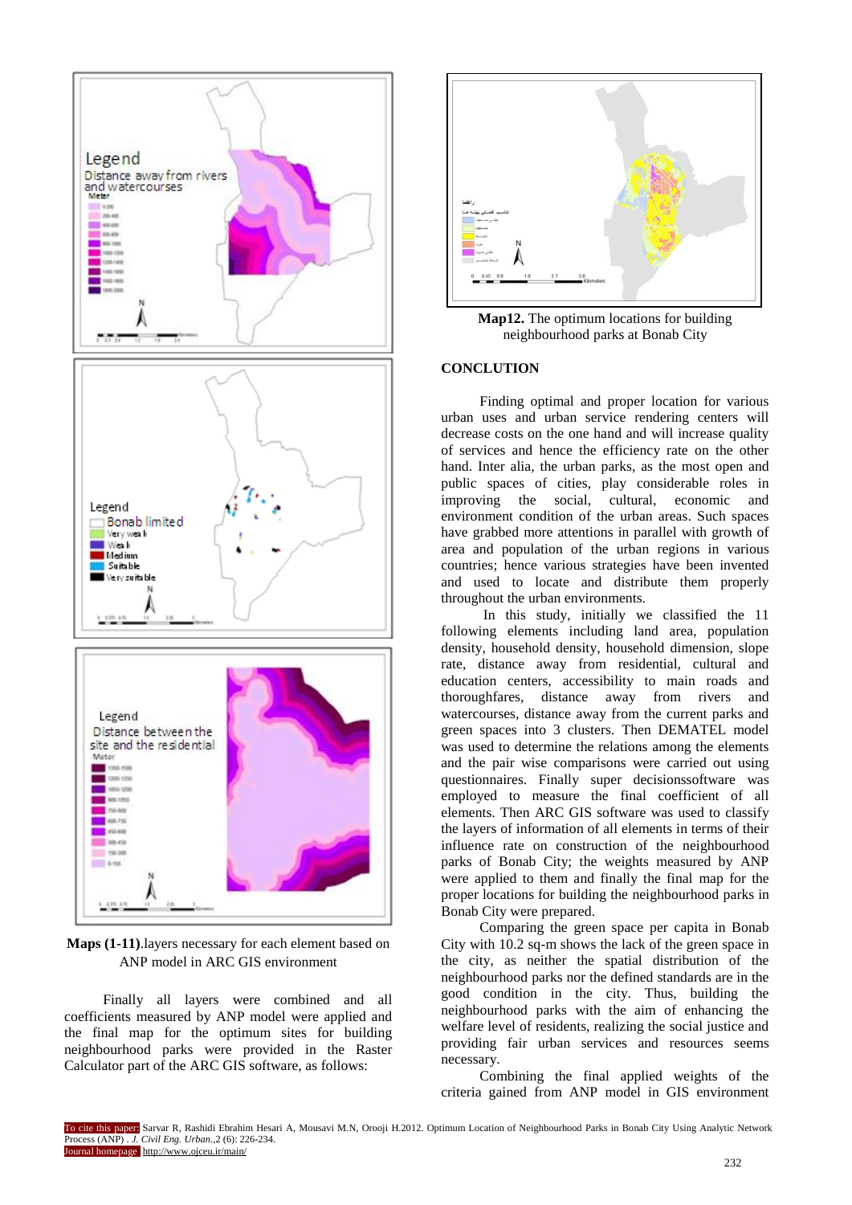Maps (1-11).layers necessary for each element based on ANP model in ARC GIS environment

Finally all layers were combined and all coefficients measured by ANP model were applied and the final map for the optimum sites for building neighbourhood parks were provided in the Raster Calculator part of the ARC GIS software, as follows:

**Map12.** The optimum locations for building neighbourhood parks at Bonab City

## CONCLUTION

Finding optimal and proper location for various urban uses and urban service rendering centers will decrease costs on the one hand and will increase quality of services and hence the efficiency rate on the other hand. Inter alia, the urban parks, as the most open and public spaces of cities, play considerable roles in improving the social, cultural, economic and environment condition of the urban areas. Such spaces have grabbed more attentions in parallel with growth of area and population of the urban regions in various countries; hence various strategies have been invented and used to locate and distribute them properly throughout the urban environments.

In this study, initially we classified the 11 following elements including land area, population density, household density, household dimension, slope rate, distance away from residential, cultural and education centers, accessibility to main roads and thoroughfares, distance away from rivers and watercourses, distance away from the current parks and green spaces into 3 clusters. Then DEMATEL model was used to determine the relations among the elements and the pair wise comparisons were carried out using questionnaires. Finally super decisionssoftware was employed to measure the final coefficient of all elements. Then ARC GIS software was used to classify the layers of information of all elements in terms of their influence rate on construction of the neighbourhood parks of Bonab City; the weights measured by ANP were applied to them and finally the final map for the proper locations for building the neighbourhood parks in Bonab City were prepared.

Comparing the green space per capita in Bonab City with 10.2 sq-m shows the lack of the green space in the city, as neither the spatial distribution of the neighbourhood parks nor the defined standards are in the good condition in the city. Thus, building the neighbourhood parks with the aim of enhancing the welfare level of residents, realizing the social justice and providing fair urban services and resources seems necessary.

Combining the final applied weights of the criteria gained from ANP model in GIS environment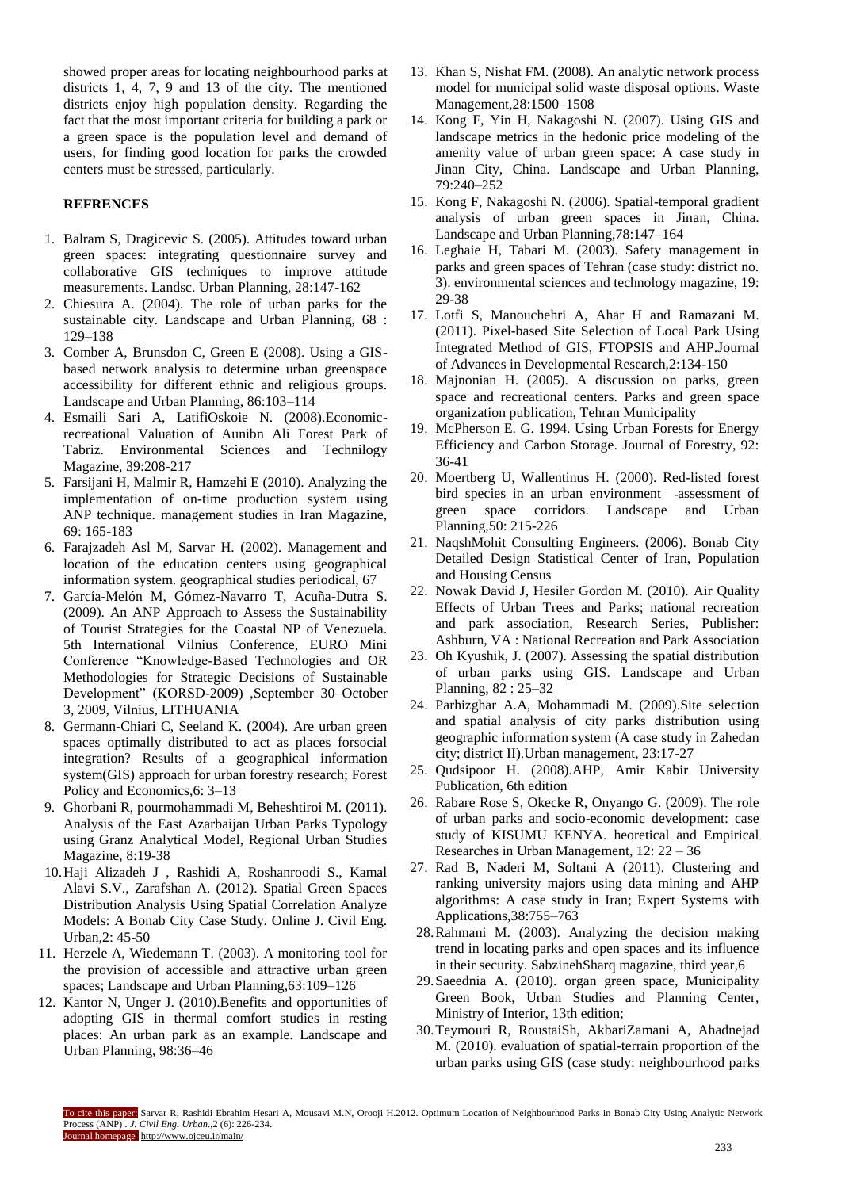showed proper areas for locating neighbourhood parks at districts 1, 4, 7, 9 and 13 of the city. The mentioned districts enjoy high population density. Regarding the fact that the most important criteria for building a park or a green space is the population level and demand of users, for finding good location for parks the crowded centers must be stressed, particularly.

## REFRENCES

1. Balram S, Dragicevic S. (2005). Attitudes toward urban green spaces: integrating questionnaire survey and collaborative GIS techniques to improve attitude measurements. Landsc. Urban Planning, 28:147-162
2. Chiesura A. (2004). The role of urban parks for the sustainable city. Landscape and Urban Planning, 68 : 129–138
3. Comber A, Brunsdon C, Green E (2008). Using a GIS-based network analysis to determine urban greenspace accessibility for different ethnic and religious groups. Landscape and Urban Planning, 86:103–114
4. Esmaili Sari A, LatifiOskoie N. (2008).Economic-recreational Valuation of Aunibn Ali Forest Park of Tabriz. Environmental Sciences and Technilogy Magazine, 39:208-217
5. Farsijani H, Malmir R, Hamzehi E (2010). Analyzing the implementation of on-time production system using ANP technique. management studies in Iran Magazine, 69: 165-183
6. Farajzadeh Asl M, Sarvar H. (2002). Management and location of the education centers using geographical information system. geographical studies periodical, 67
7. García-Melón M, Gómez-Navarro T, Acuña-Dutra S. (2009). An ANP Approach to Assess the Sustainability of Tourist Strategies for the Coastal NP of Venezuela. 5th International Vilnius Conference, EURO Mini Conference "Knowledge-Based Technologies and OR Methodologies for Strategic Decisions of Sustainable Development" (KORSD-2009) ,September 30–October 3, 2009, Vilnius, LITHUANIA
8. Germann-Chiari C, Seeland K. (2004). Are urban green spaces optimally distributed to act as places forsocial integration? Results of a geographical information system(GIS) approach for urban forestry research; Forest Policy and Economics,6: 3–13
9. Ghorbani R, pourmohammadi M, Beheshtiroi M. (2011). Analysis of the East Azarbaijan Urban Parks Typology using Granz Analytical Model, Regional Urban Studies Magazine, 8:19-38
10. Haji Alizadeh J , Rashidi A, Roshanroodi S., Kamal Alavi S.V., Zarafshan A. (2012). Spatial Green Spaces Distribution Analysis Using Spatial Correlation Analyze Models: A Bonab City Case Study. Online J. Civil Eng. Urban,2: 45-50
11. Herzele A, Wiedemann T. (2003). A monitoring tool for the provision of accessible and attractive urban green spaces; Landscape and Urban Planning,63:109–126
12. Kantor N, Unger J. (2010).Benefits and opportunities of adopting GIS in thermal comfort studies in resting places: An urban park as an example. Landscape and Urban Planning, 98:36–46
13. Khan S, Nishat FM. (2008). An analytic network process model for municipal solid waste disposal options. Waste Management,28:1500–1508
14. Kong F, Yin H, Nakagoshi N. (2007). Using GIS and landscape metrics in the hedonic price modeling of the amenity value of urban green space: A case study in Jinan City, China. Landscape and Urban Planning, 79:240–252
15. Kong F, Nakagoshi N. (2006). Spatial-temporal gradient analysis of urban green spaces in Jinan, China. Landscape and Urban Planning,78:147–164
16. Leghaie H, Tabari M. (2003). Safety management in parks and green spaces of Tehran (case study: district no. 3). environmental sciences and technology magazine, 19: 29-38
17. Lotfi S, Manouchehri A, Ahar H and Ramazani M. (2011). Pixel-based Site Selection of Local Park Using Integrated Method of GIS, FTOPSIS and AHP.Journal of Advances in Developmental Research,2:134-150
18. Majnonian H. (2005). A discussion on parks, green space and recreational centers. Parks and green space organization publication, Tehran Municipality
19. McPherson E. G. 1994. Using Urban Forests for Energy Efficiency and Carbon Storage. Journal of Forestry, 92: 36-41
20. Moertberg U, Wallentinus H. (2000). Red-listed forest bird species in an urban environment -assessment of green space corridors. Landscape and Urban Planning,50: 215-226
21. NaqshMohit Consulting Engineers. (2006). Bonab City Detailed Design Statistical Center of Iran, Population and Housing Census
22. Nowak David J, Hesiler Gordon M. (2010). Air Quality Effects of Urban Trees and Parks; national recreation and park association, Research Series, Publisher: Ashburn, VA : National Recreation and Park Association
23. Oh Kyushik, J. (2007). Assessing the spatial distribution of urban parks using GIS. Landscape and Urban Planning, 82 : 25–32
24. Parhizghar A.A, Mohammadi M. (2009).Site selection and spatial analysis of city parks distribution using geographic information system (A case study in Zahedan city; district II).Urban management, 23:17-27
25. Qudsipoor H. (2008).AHP, Amir Kabir University Publication, 6th edition
26. Rabare Rose S, Okecke R, Onyango G. (2009). The role of urban parks and socio-economic development: case study of KISUMU KENYA. heoretical and Empirical Researches in Urban Management, 12: 22 – 36
27. Rad B, Naderi M, Soltani A (2011). Clustering and ranking university majors using data mining and AHP algorithms: A case study in Iran; Expert Systems with Applications,38:755–763
28. Rahmani M. (2003). Analyzing the decision making trend in locating parks and open spaces and its influence in their security. SabzinehSharq magazine, third year,6
29. Saeednia A. (2010). organ green space, Municipality Green Book, Urban Studies and Planning Center, Ministry of Interior, 13th edition;
30. Teymouri R, RoustaiSh, AkbariZamani A, Ahadnejad M. (2010). evaluation of spatial-terrain proportion of the urban parks using GIS (case study: neighbourhood parks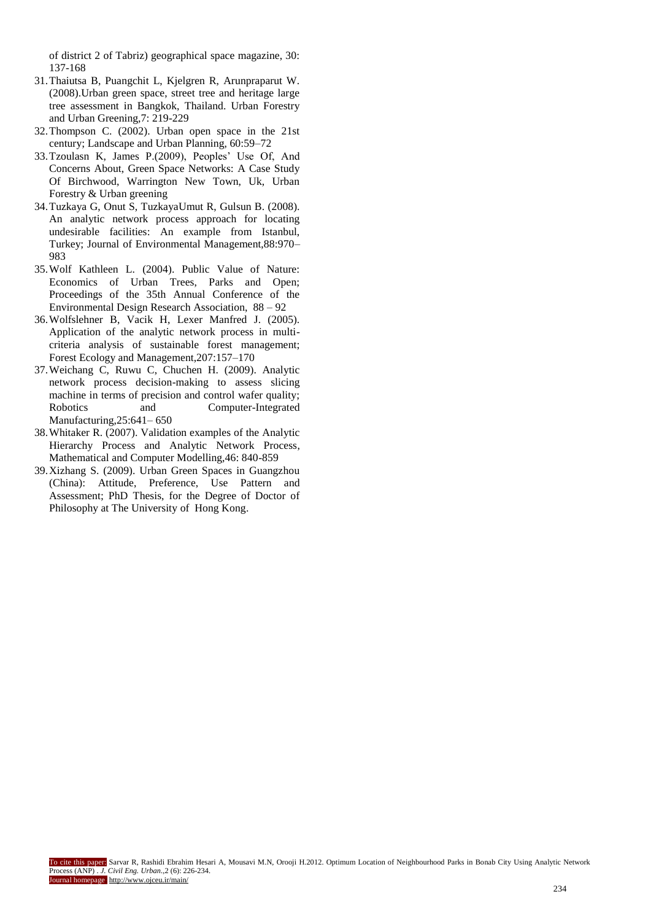of district 2 of Tabriz) geographical space magazine, 30: 137-168

31. Thaiutsa B, Puangchit L, Kjelgren R, Arunpraparut W. (2008).Urban green space, street tree and heritage large tree assessment in Bangkok, Thailand. Urban Forestry and Urban Greening,7: 219-229
32. Thompson C. (2002). Urban open space in the 21st century; Landscape and Urban Planning, 60:59–72
33. Tzoulasn K, James P.(2009), Peoples' Use Of, And Concerns About, Green Space Networks: A Case Study Of Birchwood, Warrington New Town, Uk, Urban Forestry & Urban greening
34. Tuzkaya G, Onut S, TuzkayaUmut R, Gulsun B. (2008). An analytic network process approach for locating undesirable facilities: An example from Istanbul, Turkey; Journal of Environmental Management,88:970–983
35. Wolf Kathleen L. (2004). Public Value of Nature: Economics of Urban Trees, Parks and Open; Proceedings of the 35th Annual Conference of the Environmental Design Research Association, 88 – 92
36. Wolfslehner B, Vacik H, Lexer Manfred J. (2005). Application of the analytic network process in multi-criteria analysis of sustainable forest management; Forest Ecology and Management,207:157–170
37. Weichang C, Ruwu C, Chuchen H. (2009). Analytic network process decision-making to assess slicing machine in terms of precision and control wafer quality; Robotics and Computer-Integrated Manufacturing,25:641– 650
38. Whitaker R. (2007). Validation examples of the Analytic Hierarchy Process and Analytic Network Process, Mathematical and Computer Modelling,46: 840-859
39. Xizhang S. (2009). Urban Green Spaces in Guangzhou (China): Attitude, Preference, Use Pattern and Assessment; PhD Thesis, for the Degree of Doctor of Philosophy at The University of Hong Kong.